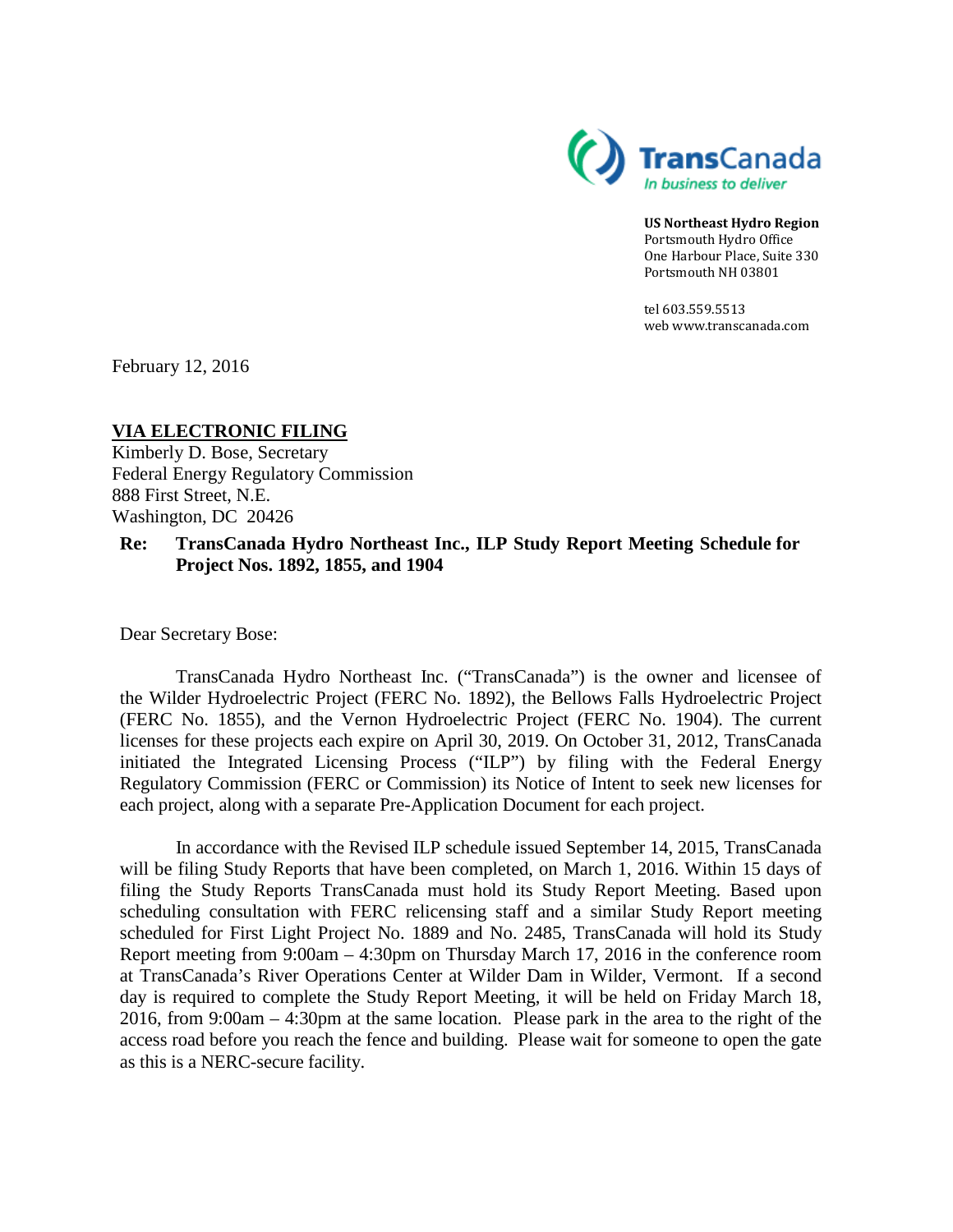TransCanada
*In business to deliver*

**US Northeast Hydro Region**
Portsmouth Hydro Office
One Harbour Place, Suite 330
Portsmouth NH 03801

tel 603.559.5513
web www.transcanada.com

February 12, 2016

**VIA ELECTRONIC FILING**
Kimberly D. Bose, Secretary
Federal Energy Regulatory Commission
888 First Street, N.E.
Washington, DC 20426

**Re: TransCanada Hydro Northeast Inc., ILP Study Report Meeting Schedule for Project Nos. 1892, 1855, and 1904**

Dear Secretary Bose:

TransCanada Hydro Northeast Inc. ("TransCanada") is the owner and licensee of the Wilder Hydroelectric Project (FERC No. 1892), the Bellows Falls Hydroelectric Project (FERC No. 1855), and the Vernon Hydroelectric Project (FERC No. 1904). The current licenses for these projects each expire on April 30, 2019. On October 31, 2012, TransCanada initiated the Integrated Licensing Process ("ILP") by filing with the Federal Energy Regulatory Commission (FERC or Commission) its Notice of Intent to seek new licenses for each project, along with a separate Pre-Application Document for each project.

In accordance with the Revised ILP schedule issued September 14, 2015, TransCanada will be filing Study Reports that have been completed, on March 1, 2016. Within 15 days of filing the Study Reports TransCanada must hold its Study Report Meeting. Based upon scheduling consultation with FERC relicensing staff and a similar Study Report meeting scheduled for First Light Project No. 1889 and No. 2485, TransCanada will hold its Study Report meeting from 9:00am – 4:30pm on Thursday March 17, 2016 in the conference room at TransCanada's River Operations Center at Wilder Dam in Wilder, Vermont. If a second day is required to complete the Study Report Meeting, it will be held on Friday March 18, 2016, from 9:00am – 4:30pm at the same location. Please park in the area to the right of the access road before you reach the fence and building. Please wait for someone to open the gate as this is a NERC-secure facility.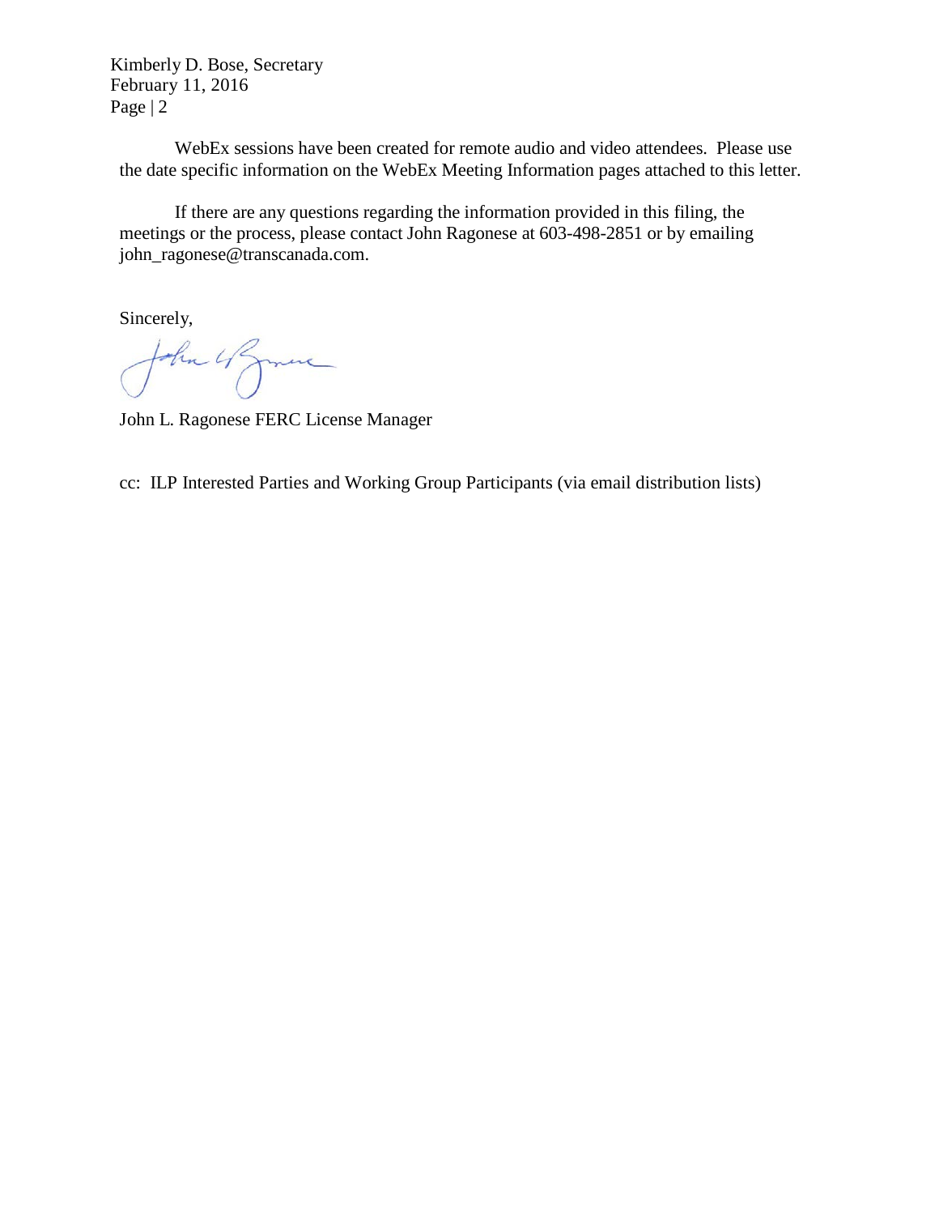WebEx sessions have been created for remote audio and video attendees. Please use the date specific information on the WebEx Meeting Information pages attached to this letter.

If there are any questions regarding the information provided in this filing, the meetings or the process, please contact John Ragonese at 603-498-2851 or by emailing john_ragonese@transcanada.com.

Sincerely,

John L. Ragonese FERC License Manager

cc: ILP Interested Parties and Working Group Participants (via email distribution lists)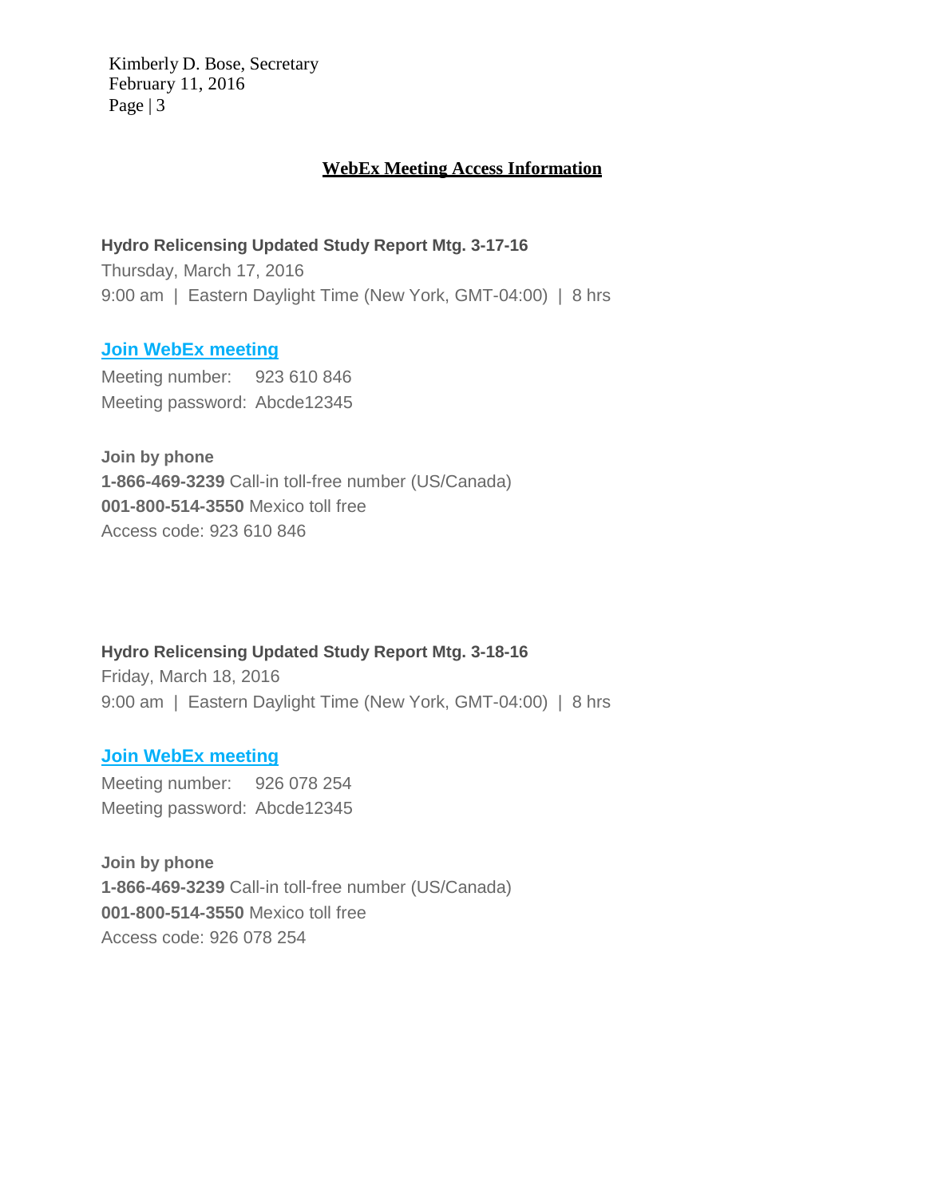## WebEx Meeting Access Information

**Hydro Relicensing Updated Study Report Mtg. 3-17-16**
Thursday, March 17, 2016
9:00 am | Eastern Daylight Time (New York, GMT-04:00) | 8 hrs

**Join WebEx meeting**
Meeting number: 923 610 846
Meeting password: Abcde12345

**Join by phone**
**1-866-469-3239** Call-in toll-free number (US/Canada)
**001-800-514-3550** Mexico toll free
Access code: 923 610 846

**Hydro Relicensing Updated Study Report Mtg. 3-18-16**
Friday, March 18, 2016
9:00 am | Eastern Daylight Time (New York, GMT-04:00) | 8 hrs

**Join WebEx meeting**
Meeting number: 926 078 254
Meeting password: Abcde12345

**Join by phone**
**1-866-469-3239** Call-in toll-free number (US/Canada)
**001-800-514-3550** Mexico toll free
Access code: 926 078 254